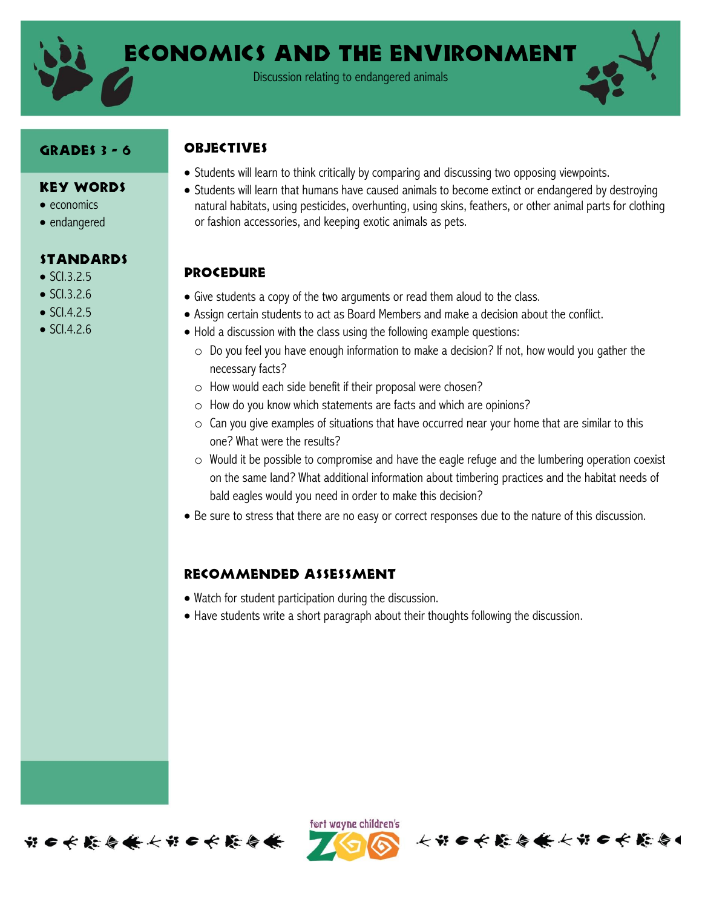# Economics and the Environment

Discussion relating to endangered animals

## Grades 3 - 6

## Key Words

- economics
- endangered

## Standards

- SCI.3.2.5
- SCI.3.2.6
- SCI.4.2.5
- SCI.4.2.6

## Objectives

- Students will learn to think critically by comparing and discussing two opposing viewpoints.
- Students will learn that humans have caused animals to become extinct or endangered by destroying natural habitats, using pesticides, overhunting, using skins, feathers, or other animal parts for clothing or fashion accessories, and keeping exotic animals as pets.

## Procedure

- Give students a copy of the two arguments or read them aloud to the class.
- Assign certain students to act as Board Members and make a decision about the conflict.
- Hold a discussion with the class using the following example questions:
  - Do you feel you have enough information to make a decision? If not, how would you gather the necessary facts?
  - How would each side benefit if their proposal were chosen?
  - How do you know which statements are facts and which are opinions?
  - Can you give examples of situations that have occurred near your home that are similar to this one? What were the results?
  - Would it be possible to compromise and have the eagle refuge and the lumbering operation coexist on the same land? What additional information about timbering practices and the habitat needs of bald eagles would you need in order to make this decision?
- Be sure to stress that there are no easy or correct responses due to the nature of this discussion.

## Recommended Assessment

- Watch for student participation during the discussion.
- Have students write a short paragraph about their thoughts following the discussion.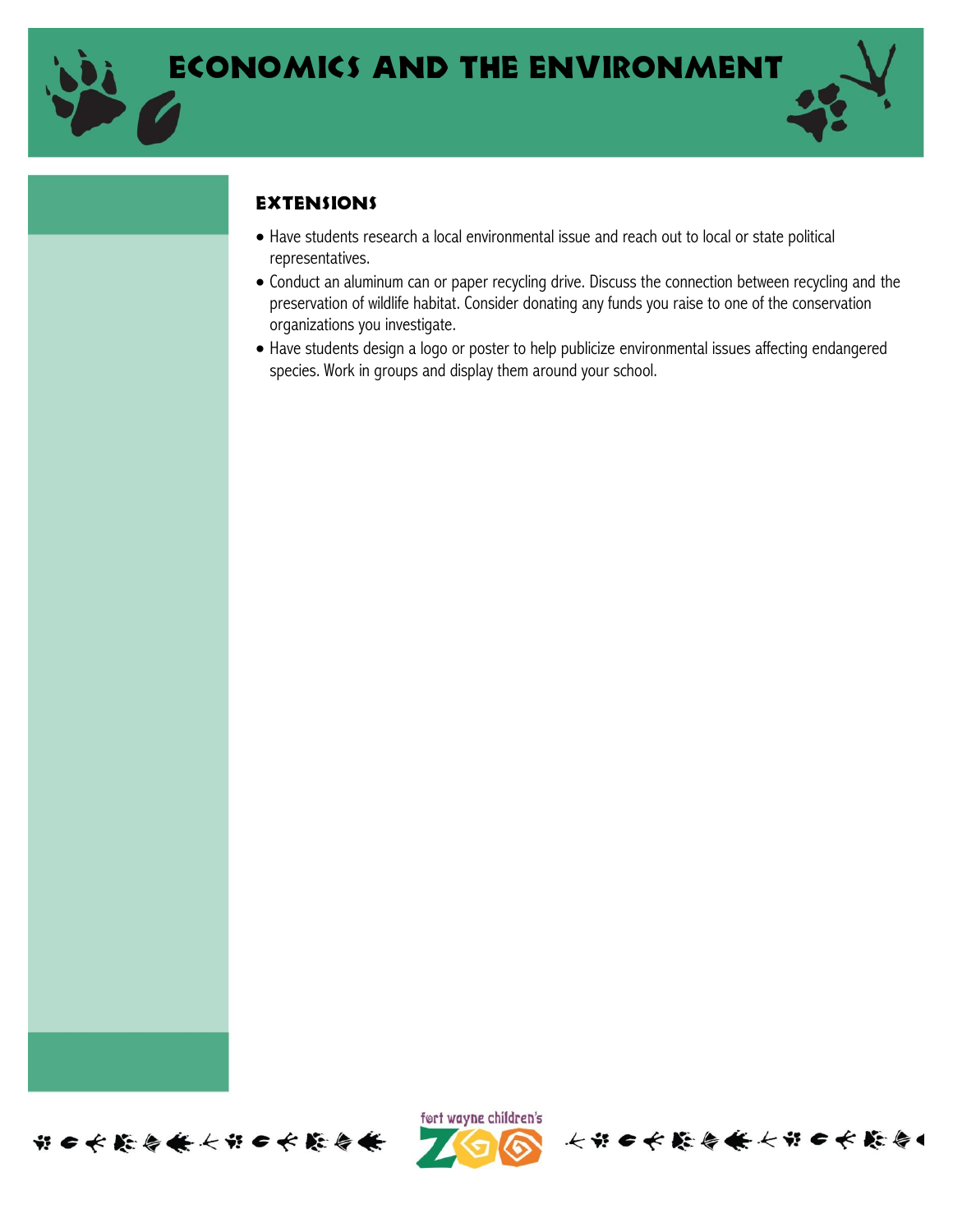## Extensions

- Have students research a local environmental issue and reach out to local or state political representatives.
- Conduct an aluminum can or paper recycling drive. Discuss the connection between recycling and the preservation of wildlife habitat. Consider donating any funds you raise to one of the conservation organizations you investigate.
- Have students design a logo or poster to help publicize environmental issues affecting endangered species. Work in groups and display them around your school.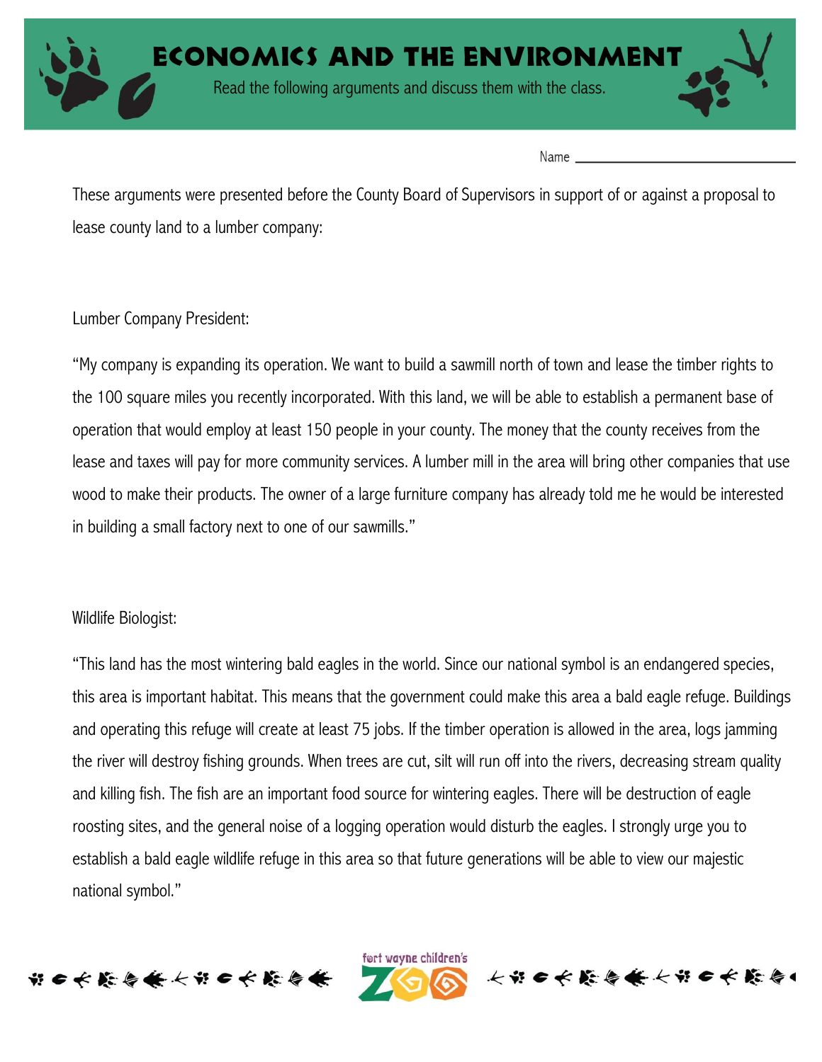# ECONOMICS AND THE ENVIRONMENT

Read the following arguments and discuss them with the class.

Name ________________________

These arguments were presented before the County Board of Supervisors in support of or against a proposal to lease county land to a lumber company:

Lumber Company President:

"My company is expanding its operation. We want to build a sawmill north of town and lease the timber rights to the 100 square miles you recently incorporated. With this land, we will be able to establish a permanent base of operation that would employ at least 150 people in your county. The money that the county receives from the lease and taxes will pay for more community services. A lumber mill in the area will bring other companies that use wood to make their products. The owner of a large furniture company has already told me he would be interested in building a small factory next to one of our sawmills."

Wildlife Biologist:

"This land has the most wintering bald eagles in the world. Since our national symbol is an endangered species, this area is important habitat. This means that the government could make this area a bald eagle refuge. Buildings and operating this refuge will create at least 75 jobs. If the timber operation is allowed in the area, logs jamming the river will destroy fishing grounds. When trees are cut, silt will run off into the rivers, decreasing stream quality and killing fish. The fish are an important food source for wintering eagles. There will be destruction of eagle roosting sites, and the general noise of a logging operation would disturb the eagles. I strongly urge you to establish a bald eagle wildlife refuge in this area so that future generations will be able to view our majestic national symbol."